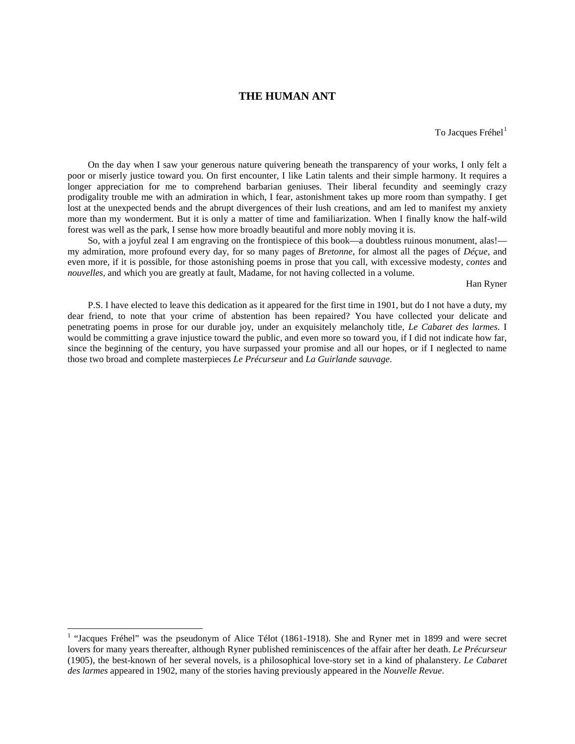# THE HUMAN ANT

To Jacques Fréhel[1]

On the day when I saw your generous nature quivering beneath the transparency of your works, I only felt a poor or miserly justice toward you. On first encounter, I like Latin talents and their simple harmony. It requires a longer appreciation for me to comprehend barbarian geniuses. Their liberal fecundity and seemingly crazy prodigality trouble me with an admiration in which, I fear, astonishment takes up more room than sympathy. I get lost at the unexpected bends and the abrupt divergences of their lush creations, and am led to manifest my anxiety more than my wonderment. But it is only a matter of time and familiarization. When I finally know the half-wild forest was well as the park, I sense how more broadly beautiful and more nobly moving it is.

So, with a joyful zeal I am engraving on the frontispiece of this book—a doubtless ruinous monument, alas!—my admiration, more profound every day, for so many pages of *Bretonne*, for almost all the pages of *Déçue*, and even more, if it is possible, for those astonishing poems in prose that you call, with excessive modesty, *contes* and *nouvelles*, and which you are greatly at fault, Madame, for not having collected in a volume.

Han Ryner

P.S. I have elected to leave this dedication as it appeared for the first time in 1901, but do I not have a duty, my dear friend, to note that your crime of abstention has been repaired? You have collected your delicate and penetrating poems in prose for our durable joy, under an exquisitely melancholy title, *Le Cabaret des larmes*. I would be committing a grave injustice toward the public, and even more so toward you, if I did not indicate how far, since the beginning of the century, you have surpassed your promise and all our hopes, or if I neglected to name those two broad and complete masterpieces *Le Précurseur* and *La Guirlande sauvage*.

---

[1] "Jacques Fréhel" was the pseudonym of Alice Télot (1861-1918). She and Ryner met in 1899 and were secret lovers for many years thereafter, although Ryner published reminiscences of the affair after her death. *Le Précurseur* (1905), the best-known of her several novels, is a philosophical love-story set in a kind of phalanstery. *Le Cabaret des larmes* appeared in 1902, many of the stories having previously appeared in the *Nouvelle Revue*.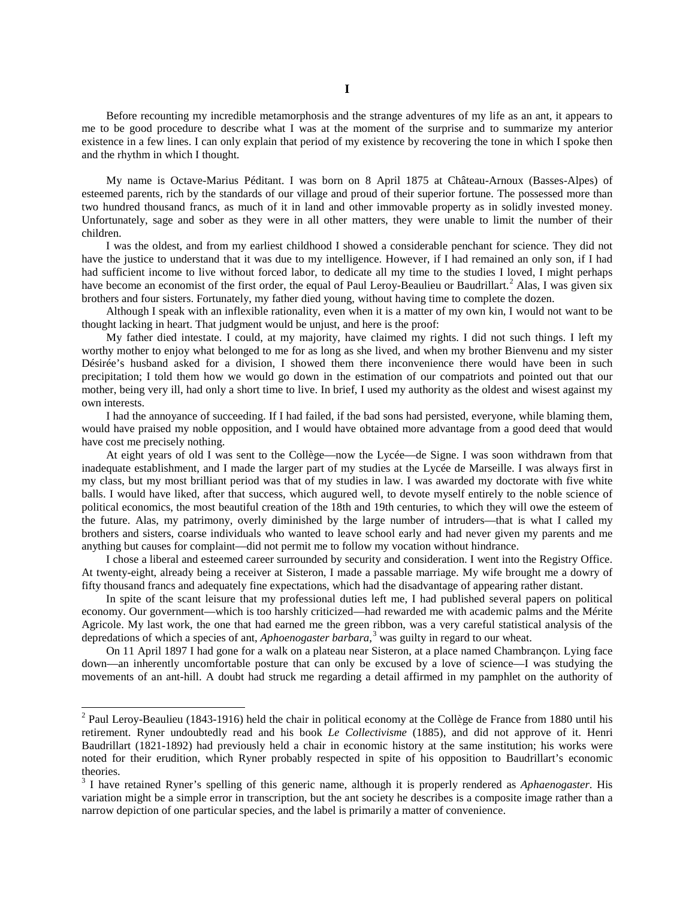# I

Before recounting my incredible metamorphosis and the strange adventures of my life as an ant, it appears to me to be good procedure to describe what I was at the moment of the surprise and to summarize my anterior existence in a few lines. I can only explain that period of my existence by recovering the tone in which I spoke then and the rhythm in which I thought.

My name is Octave-Marius Péditant. I was born on 8 April 1875 at Château-Arnoux (Basses-Alpes) of esteemed parents, rich by the standards of our village and proud of their superior fortune. The possessed more than two hundred thousand francs, as much of it in land and other immovable property as in solidly invested money. Unfortunately, sage and sober as they were in all other matters, they were unable to limit the number of their children.

I was the oldest, and from my earliest childhood I showed a considerable penchant for science. They did not have the justice to understand that it was due to my intelligence. However, if I had remained an only son, if I had had sufficient income to live without forced labor, to dedicate all my time to the studies I loved, I might perhaps have become an economist of the first order, the equal of Paul Leroy-Beaulieu or Baudrillart.[2] Alas, I was given six brothers and four sisters. Fortunately, my father died young, without having time to complete the dozen.

Although I speak with an inflexible rationality, even when it is a matter of my own kin, I would not want to be thought lacking in heart. That judgment would be unjust, and here is the proof:

My father died intestate. I could, at my majority, have claimed my rights. I did not such things. I left my worthy mother to enjoy what belonged to me for as long as she lived, and when my brother Bienvenu and my sister Désirée's husband asked for a division, I showed them there inconvenience there would have been in such precipitation; I told them how we would go down in the estimation of our compatriots and pointed out that our mother, being very ill, had only a short time to live. In brief, I used my authority as the oldest and wisest against my own interests.

I had the annoyance of succeeding. If I had failed, if the bad sons had persisted, everyone, while blaming them, would have praised my noble opposition, and I would have obtained more advantage from a good deed that would have cost me precisely nothing.

At eight years of old I was sent to the Collège—now the Lycée—de Signe. I was soon withdrawn from that inadequate establishment, and I made the larger part of my studies at the Lycée de Marseille. I was always first in my class, but my most brilliant period was that of my studies in law. I was awarded my doctorate with five white balls. I would have liked, after that success, which augured well, to devote myself entirely to the noble science of political economics, the most beautiful creation of the 18th and 19th centuries, to which they will owe the esteem of the future. Alas, my patrimony, overly diminished by the large number of intruders—that is what I called my brothers and sisters, coarse individuals who wanted to leave school early and had never given my parents and me anything but causes for complaint—did not permit me to follow my vocation without hindrance.

I chose a liberal and esteemed career surrounded by security and consideration. I went into the Registry Office. At twenty-eight, already being a receiver at Sisteron, I made a passable marriage. My wife brought me a dowry of fifty thousand francs and adequately fine expectations, which had the disadvantage of appearing rather distant.

In spite of the scant leisure that my professional duties left me, I had published several papers on political economy. Our government—which is too harshly criticized—had rewarded me with academic palms and the Mérite Agricole. My last work, the one that had earned me the green ribbon, was a very careful statistical analysis of the depredations of which a species of ant, *Aphoenogaster barbara*,[3] was guilty in regard to our wheat.

On 11 April 1897 I had gone for a walk on a plateau near Sisteron, at a place named Chambrançon. Lying face down—an inherently uncomfortable posture that can only be excused by a love of science—I was studying the movements of an ant-hill. A doubt had struck me regarding a detail affirmed in my pamphlet on the authority of

---

[2] Paul Leroy-Beaulieu (1843-1916) held the chair in political economy at the Collège de France from 1880 until his retirement. Ryner undoubtedly read and his book *Le Collectivisme* (1885), and did not approve of it. Henri Baudrillart (1821-1892) had previously held a chair in economic history at the same institution; his works were noted for their erudition, which Ryner probably respected in spite of his opposition to Baudrillart's economic theories.

[3] I have retained Ryner's spelling of this generic name, although it is properly rendered as *Aphaenogaster*. His variation might be a simple error in transcription, but the ant society he describes is a composite image rather than a narrow depiction of one particular species, and the label is primarily a matter of convenience.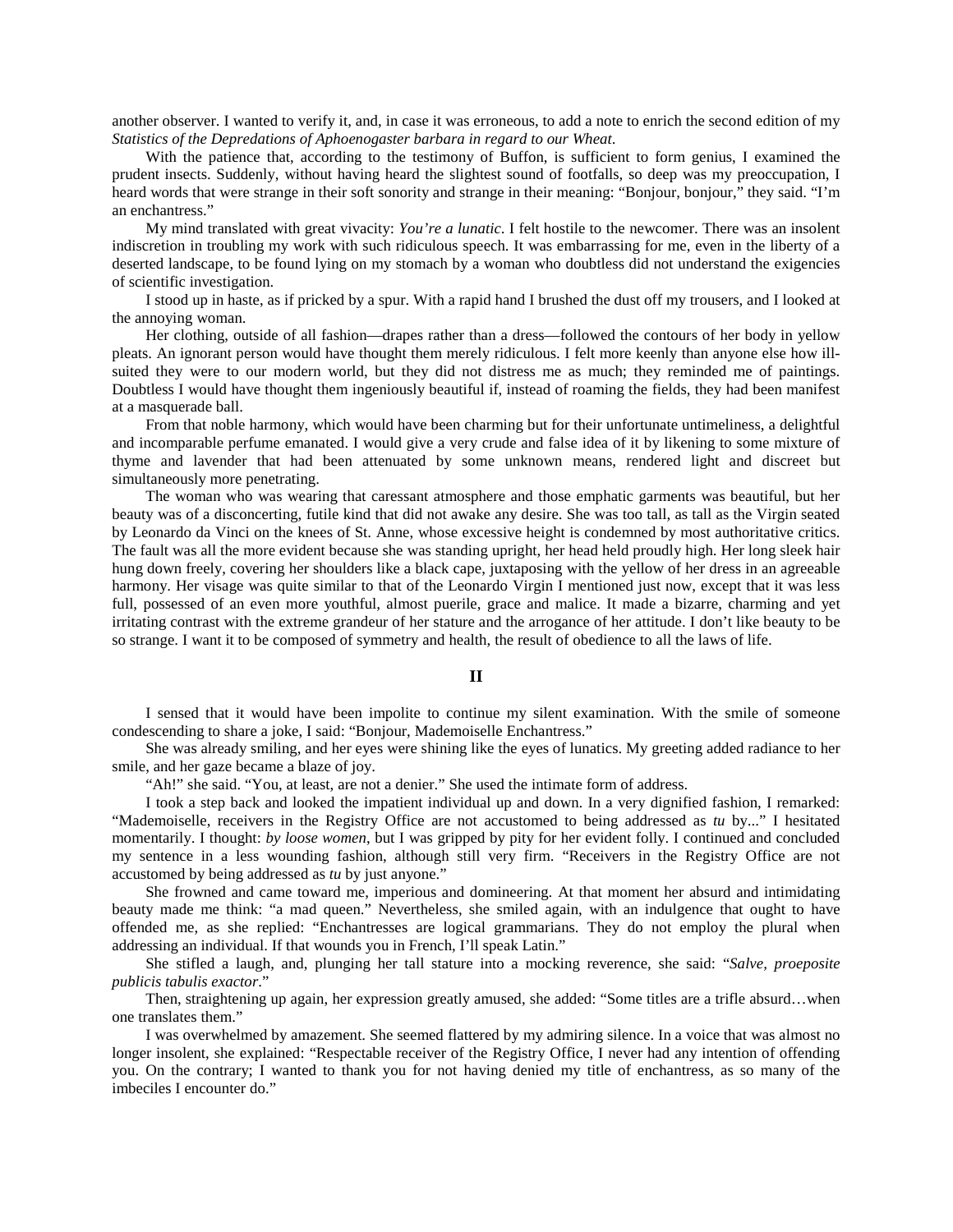another observer. I wanted to verify it, and, in case it was erroneous, to add a note to enrich the second edition of my *Statistics of the Depredations of Aphoenogaster barbara in regard to our Wheat*.

With the patience that, according to the testimony of Buffon, is sufficient to form genius, I examined the prudent insects. Suddenly, without having heard the slightest sound of footfalls, so deep was my preoccupation, I heard words that were strange in their soft sonority and strange in their meaning: "Bonjour, bonjour," they said. "I'm an enchantress."

My mind translated with great vivacity: *You're a lunatic*. I felt hostile to the newcomer. There was an insolent indiscretion in troubling my work with such ridiculous speech. It was embarrassing for me, even in the liberty of a deserted landscape, to be found lying on my stomach by a woman who doubtless did not understand the exigencies of scientific investigation.

I stood up in haste, as if pricked by a spur. With a rapid hand I brushed the dust off my trousers, and I looked at the annoying woman.

Her clothing, outside of all fashion—drapes rather than a dress—followed the contours of her body in yellow pleats. An ignorant person would have thought them merely ridiculous. I felt more keenly than anyone else how ill-suited they were to our modern world, but they did not distress me as much; they reminded me of paintings. Doubtless I would have thought them ingeniously beautiful if, instead of roaming the fields, they had been manifest at a masquerade ball.

From that noble harmony, which would have been charming but for their unfortunate untimeliness, a delightful and incomparable perfume emanated. I would give a very crude and false idea of it by likening to some mixture of thyme and lavender that had been attenuated by some unknown means, rendered light and discreet but simultaneously more penetrating.

The woman who was wearing that caressant atmosphere and those emphatic garments was beautiful, but her beauty was of a disconcerting, futile kind that did not awake any desire. She was too tall, as tall as the Virgin seated by Leonardo da Vinci on the knees of St. Anne, whose excessive height is condemned by most authoritative critics. The fault was all the more evident because she was standing upright, her head held proudly high. Her long sleek hair hung down freely, covering her shoulders like a black cape, juxtaposing with the yellow of her dress in an agreeable harmony. Her visage was quite similar to that of the Leonardo Virgin I mentioned just now, except that it was less full, possessed of an even more youthful, almost puerile, grace and malice. It made a bizarre, charming and yet irritating contrast with the extreme grandeur of her stature and the arrogance of her attitude. I don't like beauty to be so strange. I want it to be composed of symmetry and health, the result of obedience to all the laws of life.

## II

I sensed that it would have been impolite to continue my silent examination. With the smile of someone condescending to share a joke, I said: "Bonjour, Mademoiselle Enchantress."

She was already smiling, and her eyes were shining like the eyes of lunatics. My greeting added radiance to her smile, and her gaze became a blaze of joy.

"Ah!" she said. "You, at least, are not a denier." She used the intimate form of address.

I took a step back and looked the impatient individual up and down. In a very dignified fashion, I remarked: "Mademoiselle, receivers in the Registry Office are not accustomed to being addressed as *tu* by..." I hesitated momentarily. I thought: *by loose women*, but I was gripped by pity for her evident folly. I continued and concluded my sentence in a less wounding fashion, although still very firm. "Receivers in the Registry Office are not accustomed by being addressed as *tu* by just anyone."

She frowned and came toward me, imperious and domineering. At that moment her absurd and intimidating beauty made me think: "a mad queen." Nevertheless, she smiled again, with an indulgence that ought to have offended me, as she replied: "Enchantresses are logical grammarians. They do not employ the plural when addressing an individual. If that wounds you in French, I'll speak Latin."

She stifled a laugh, and, plunging her tall stature into a mocking reverence, she said: "*Salve, proeposite publicis tabulis exactor*."

Then, straightening up again, her expression greatly amused, she added: "Some titles are a trifle absurd…when one translates them."

I was overwhelmed by amazement. She seemed flattered by my admiring silence. In a voice that was almost no longer insolent, she explained: "Respectable receiver of the Registry Office, I never had any intention of offending you. On the contrary; I wanted to thank you for not having denied my title of enchantress, as so many of the imbeciles I encounter do."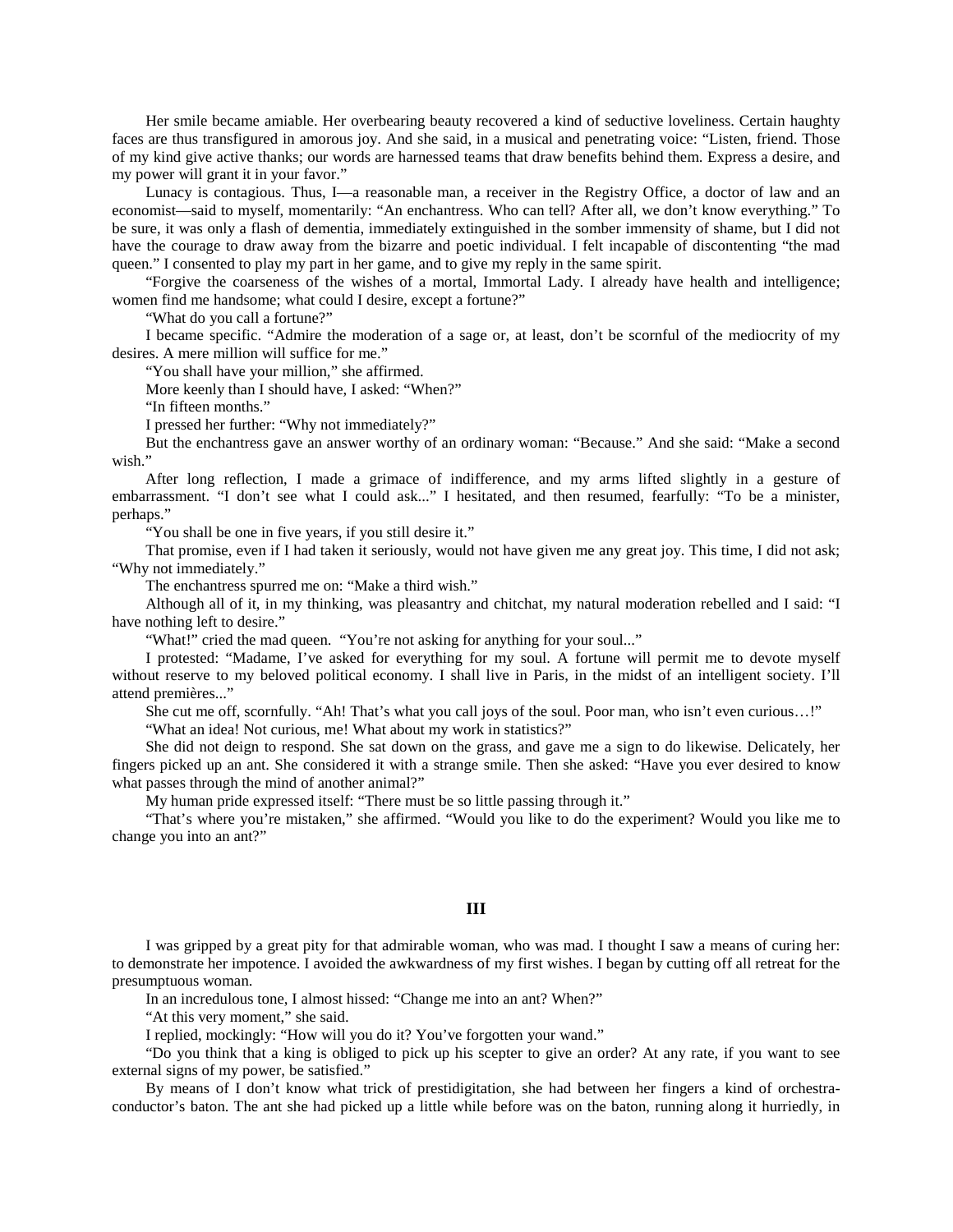Her smile became amiable. Her overbearing beauty recovered a kind of seductive loveliness. Certain haughty faces are thus transfigured in amorous joy. And she said, in a musical and penetrating voice: "Listen, friend. Those of my kind give active thanks; our words are harnessed teams that draw benefits behind them. Express a desire, and my power will grant it in your favor."

Lunacy is contagious. Thus, I—a reasonable man, a receiver in the Registry Office, a doctor of law and an economist—said to myself, momentarily: "An enchantress. Who can tell? After all, we don't know everything." To be sure, it was only a flash of dementia, immediately extinguished in the somber immensity of shame, but I did not have the courage to draw away from the bizarre and poetic individual. I felt incapable of discontenting "the mad queen." I consented to play my part in her game, and to give my reply in the same spirit.

"Forgive the coarseness of the wishes of a mortal, Immortal Lady. I already have health and intelligence; women find me handsome; what could I desire, except a fortune?"

"What do you call a fortune?"

I became specific. "Admire the moderation of a sage or, at least, don't be scornful of the mediocrity of my desires. A mere million will suffice for me."

"You shall have your million," she affirmed.

More keenly than I should have, I asked: "When?"

"In fifteen months."

I pressed her further: "Why not immediately?"

But the enchantress gave an answer worthy of an ordinary woman: "Because." And she said: "Make a second wish."

After long reflection, I made a grimace of indifference, and my arms lifted slightly in a gesture of embarrassment. "I don't see what I could ask..." I hesitated, and then resumed, fearfully: "To be a minister, perhaps."

"You shall be one in five years, if you still desire it."

That promise, even if I had taken it seriously, would not have given me any great joy. This time, I did not ask; "Why not immediately."

The enchantress spurred me on: "Make a third wish."

Although all of it, in my thinking, was pleasantry and chitchat, my natural moderation rebelled and I said: "I have nothing left to desire."

"What!" cried the mad queen. "You're not asking for anything for your soul..."

I protested: "Madame, I've asked for everything for my soul. A fortune will permit me to devote myself without reserve to my beloved political economy. I shall live in Paris, in the midst of an intelligent society. I'll attend premières..."

She cut me off, scornfully. "Ah! That's what you call joys of the soul. Poor man, who isn't even curious…!"

"What an idea! Not curious, me! What about my work in statistics?"

She did not deign to respond. She sat down on the grass, and gave me a sign to do likewise. Delicately, her fingers picked up an ant. She considered it with a strange smile. Then she asked: "Have you ever desired to know what passes through the mind of another animal?"

My human pride expressed itself: "There must be so little passing through it."

"That's where you're mistaken," she affirmed. "Would you like to do the experiment? Would you like me to change you into an ant?"

## III

I was gripped by a great pity for that admirable woman, who was mad. I thought I saw a means of curing her: to demonstrate her impotence. I avoided the awkwardness of my first wishes. I began by cutting off all retreat for the presumptuous woman.

In an incredulous tone, I almost hissed: "Change me into an ant? When?"

"At this very moment," she said.

I replied, mockingly: "How will you do it? You've forgotten your wand."

"Do you think that a king is obliged to pick up his scepter to give an order? At any rate, if you want to see external signs of my power, be satisfied."

By means of I don't know what trick of prestidigitation, she had between her fingers a kind of orchestra-conductor's baton. The ant she had picked up a little while before was on the baton, running along it hurriedly, in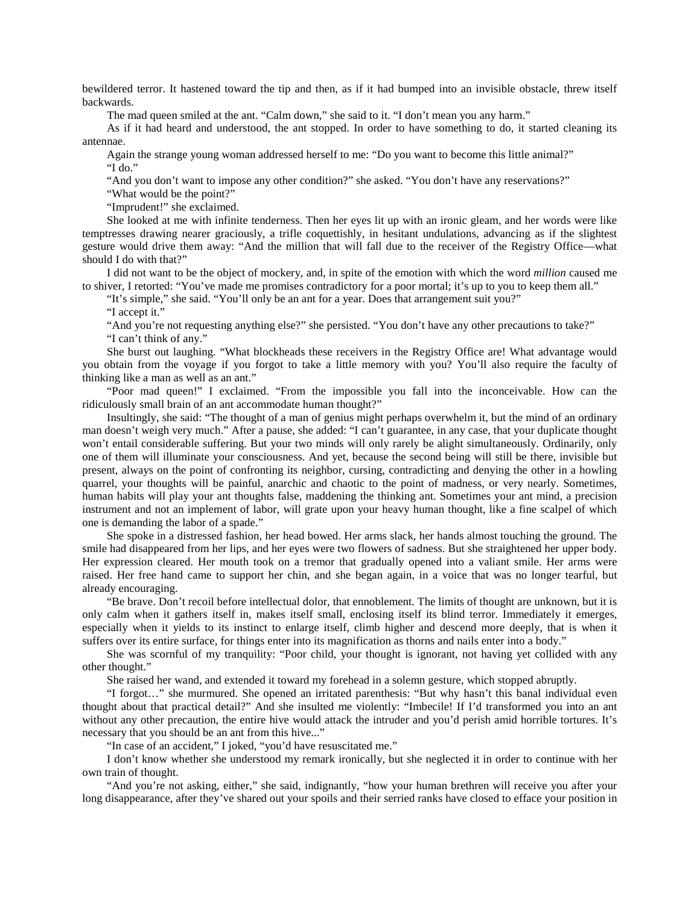bewildered terror. It hastened toward the tip and then, as if it had bumped into an invisible obstacle, threw itself backwards.

The mad queen smiled at the ant. "Calm down," she said to it. "I don't mean you any harm."

As if it had heard and understood, the ant stopped. In order to have something to do, it started cleaning its antennae.

Again the strange young woman addressed herself to me: "Do you want to become this little animal?"

"I do."

"And you don't want to impose any other condition?" she asked. "You don't have any reservations?"

"What would be the point?"

"Imprudent!" she exclaimed.

She looked at me with infinite tenderness. Then her eyes lit up with an ironic gleam, and her words were like temptresses drawing nearer graciously, a trifle coquettishly, in hesitant undulations, advancing as if the slightest gesture would drive them away: "And the million that will fall due to the receiver of the Registry Office—what should I do with that?"

I did not want to be the object of mockery, and, in spite of the emotion with which the word *million* caused me to shiver, I retorted: "You've made me promises contradictory for a poor mortal; it's up to you to keep them all."

"It's simple," she said. "You'll only be an ant for a year. Does that arrangement suit you?"

"I accept it."

"And you're not requesting anything else?" she persisted. "You don't have any other precautions to take?"

"I can't think of any."

She burst out laughing. "What blockheads these receivers in the Registry Office are! What advantage would you obtain from the voyage if you forgot to take a little memory with you? You'll also require the faculty of thinking like a man as well as an ant."

"Poor mad queen!" I exclaimed. "From the impossible you fall into the inconceivable. How can the ridiculously small brain of an ant accommodate human thought?"

Insultingly, she said: "The thought of a man of genius might perhaps overwhelm it, but the mind of an ordinary man doesn't weigh very much." After a pause, she added: "I can't guarantee, in any case, that your duplicate thought won't entail considerable suffering. But your two minds will only rarely be alight simultaneously. Ordinarily, only one of them will illuminate your consciousness. And yet, because the second being will still be there, invisible but present, always on the point of confronting its neighbor, cursing, contradicting and denying the other in a howling quarrel, your thoughts will be painful, anarchic and chaotic to the point of madness, or very nearly. Sometimes, human habits will play your ant thoughts false, maddening the thinking ant. Sometimes your ant mind, a precision instrument and not an implement of labor, will grate upon your heavy human thought, like a fine scalpel of which one is demanding the labor of a spade."

She spoke in a distressed fashion, her head bowed. Her arms slack, her hands almost touching the ground. The smile had disappeared from her lips, and her eyes were two flowers of sadness. But she straightened her upper body. Her expression cleared. Her mouth took on a tremor that gradually opened into a valiant smile. Her arms were raised. Her free hand came to support her chin, and she began again, in a voice that was no longer tearful, but already encouraging.

"Be brave. Don't recoil before intellectual dolor, that ennoblement. The limits of thought are unknown, but it is only calm when it gathers itself in, makes itself small, enclosing itself its blind terror. Immediately it emerges, especially when it yields to its instinct to enlarge itself, climb higher and descend more deeply, that is when it suffers over its entire surface, for things enter into its magnification as thorns and nails enter into a body."

She was scornful of my tranquility: "Poor child, your thought is ignorant, not having yet collided with any other thought."

She raised her wand, and extended it toward my forehead in a solemn gesture, which stopped abruptly.

"I forgot…" she murmured. She opened an irritated parenthesis: "But why hasn't this banal individual even thought about that practical detail?" And she insulted me violently: "Imbecile! If I'd transformed you into an ant without any other precaution, the entire hive would attack the intruder and you'd perish amid horrible tortures. It's necessary that you should be an ant from this hive..."

"In case of an accident," I joked, "you'd have resuscitated me."

I don't know whether she understood my remark ironically, but she neglected it in order to continue with her own train of thought.

"And you're not asking, either," she said, indignantly, "how your human brethren will receive you after your long disappearance, after they've shared out your spoils and their serried ranks have closed to efface your position in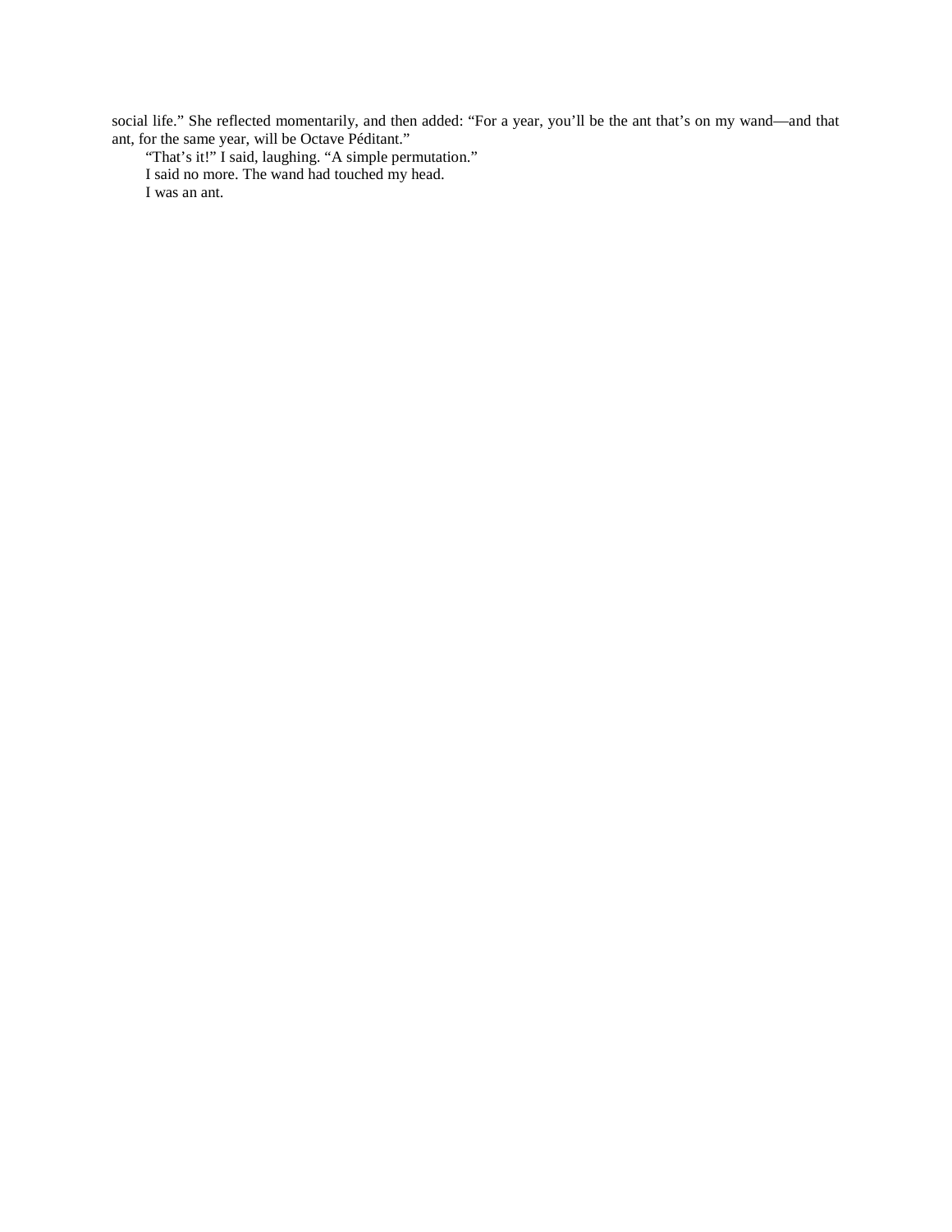social life.” She reflected momentarily, and then added: “For a year, you’ll be the ant that’s on my wand—and that ant, for the same year, will be Octave Péditant.”

“That’s it!” I said, laughing. “A simple permutation.”

I said no more. The wand had touched my head.

I was an ant.